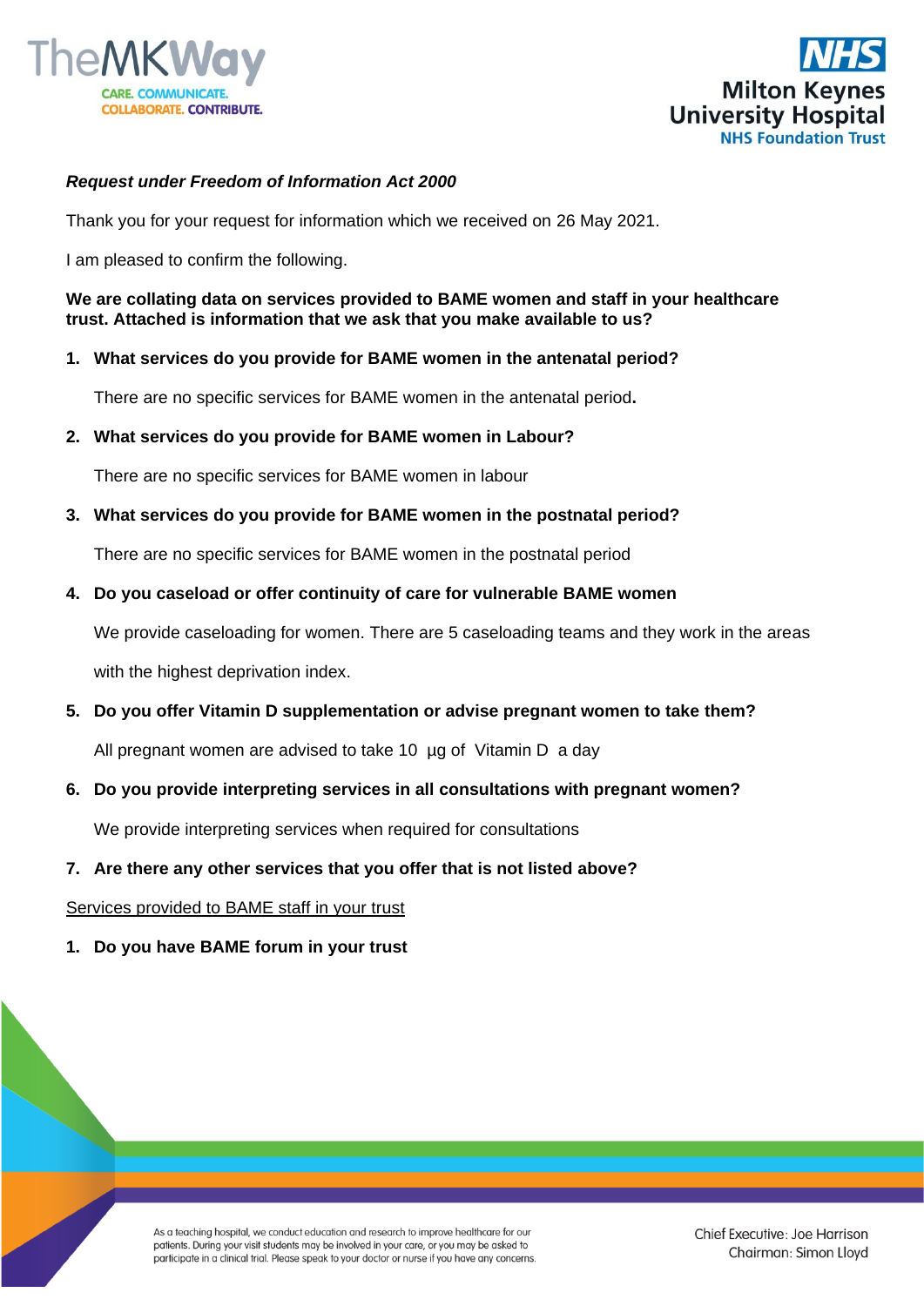*Request under Freedom of Information Act 2000*

Thank you for your request for information which we received on 26 May 2021.

I am pleased to confirm the following.

**We are collating data on services provided to BAME women and staff in your healthcare trust. Attached is information that we ask that you make available to us?**

1. **What services do you provide for BAME women in the antenatal period?**

   There are no specific services for BAME women in the antenatal period**.**

2. **What services do you provide for BAME women in Labour?**

   There are no specific services for BAME women in labour

3. **What services do you provide for BAME women in the postnatal period?**

   There are no specific services for BAME women in the postnatal period

4. **Do you caseload or offer continuity of care for vulnerable BAME women**

   We provide caseloading for women. There are 5 caseloading teams and they work in the areas with the highest deprivation index.

5. **Do you offer Vitamin D supplementation or advise pregnant women to take them?**

   All pregnant women are advised to take 10 µg of Vitamin D a day

6. **Do you provide interpreting services in all consultations with pregnant women?**

   We provide interpreting services when required for consultations

7. **Are there any other services that you offer that is not listed above?**

<u>Services provided to BAME staff in your trust</u>

1. **Do you have BAME forum in your trust**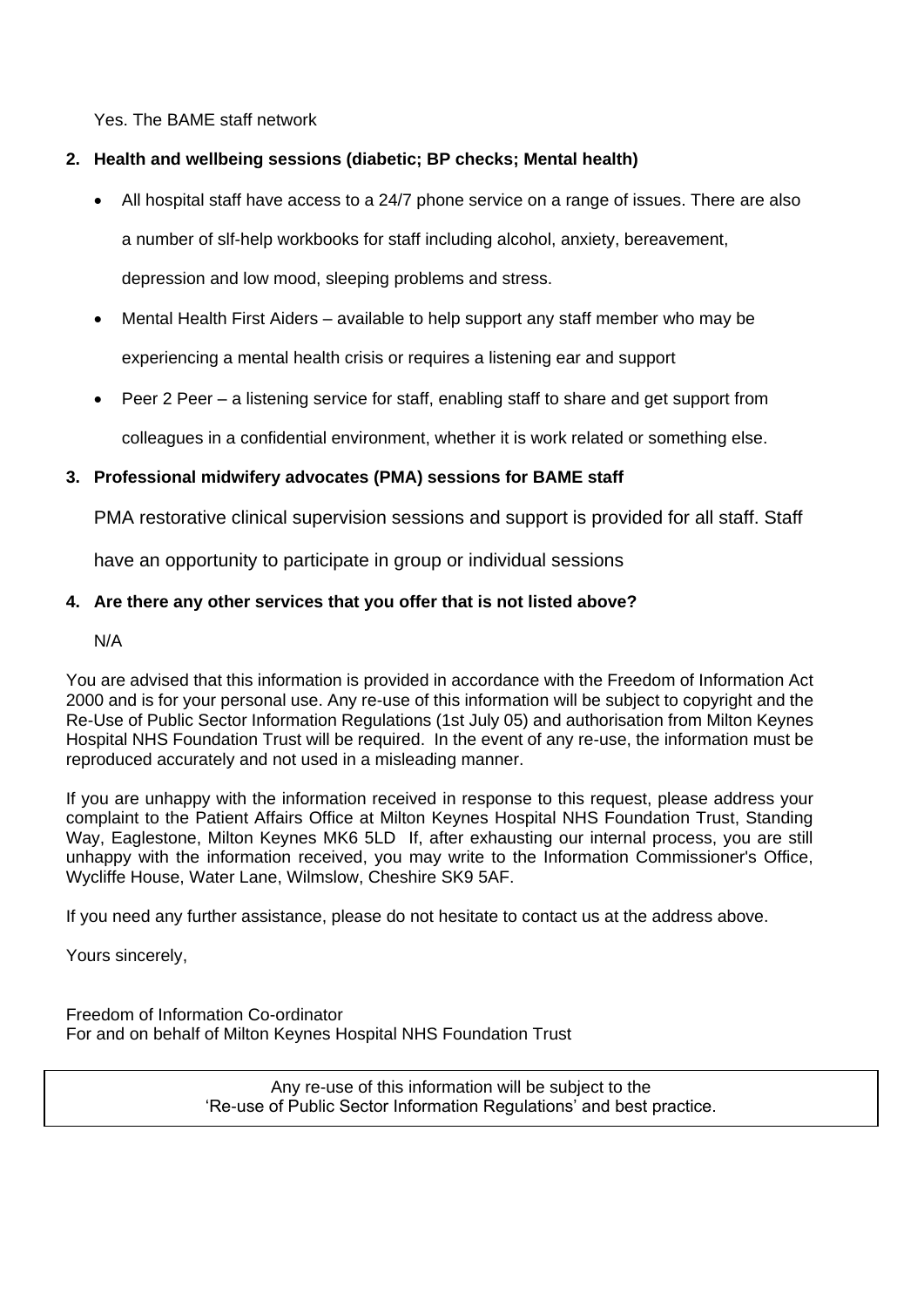Yes. The BAME staff network

2. **Health and wellbeing sessions (diabetic; BP checks; Mental health)**

   - All hospital staff have access to a 24/7 phone service on a range of issues. There are also a number of slf-help workbooks for staff including alcohol, anxiety, bereavement, depression and low mood, sleeping problems and stress.
   - Mental Health First Aiders – available to help support any staff member who may be experiencing a mental health crisis or requires a listening ear and support
   - Peer 2 Peer – a listening service for staff, enabling staff to share and get support from colleagues in a confidential environment, whether it is work related or something else.

3. **Professional midwifery advocates (PMA) sessions for BAME staff**

   PMA restorative clinical supervision sessions and support is provided for all staff. Staff have an opportunity to participate in group or individual sessions

4. **Are there any other services that you offer that is not listed above?**

   N/A

You are advised that this information is provided in accordance with the Freedom of Information Act 2000 and is for your personal use. Any re-use of this information will be subject to copyright and the Re-Use of Public Sector Information Regulations (1st July 05) and authorisation from Milton Keynes Hospital NHS Foundation Trust will be required. In the event of any re-use, the information must be reproduced accurately and not used in a misleading manner.

If you are unhappy with the information received in response to this request, please address your complaint to the Patient Affairs Office at Milton Keynes Hospital NHS Foundation Trust, Standing Way, Eaglestone, Milton Keynes MK6 5LD If, after exhausting our internal process, you are still unhappy with the information received, you may write to the Information Commissioner's Office, Wycliffe House, Water Lane, Wilmslow, Cheshire SK9 5AF.

If you need any further assistance, please do not hesitate to contact us at the address above.

Yours sincerely,

Freedom of Information Co-ordinator
For and on behalf of Milton Keynes Hospital NHS Foundation Trust

Any re-use of this information will be subject to the
'Re-use of Public Sector Information Regulations' and best practice.